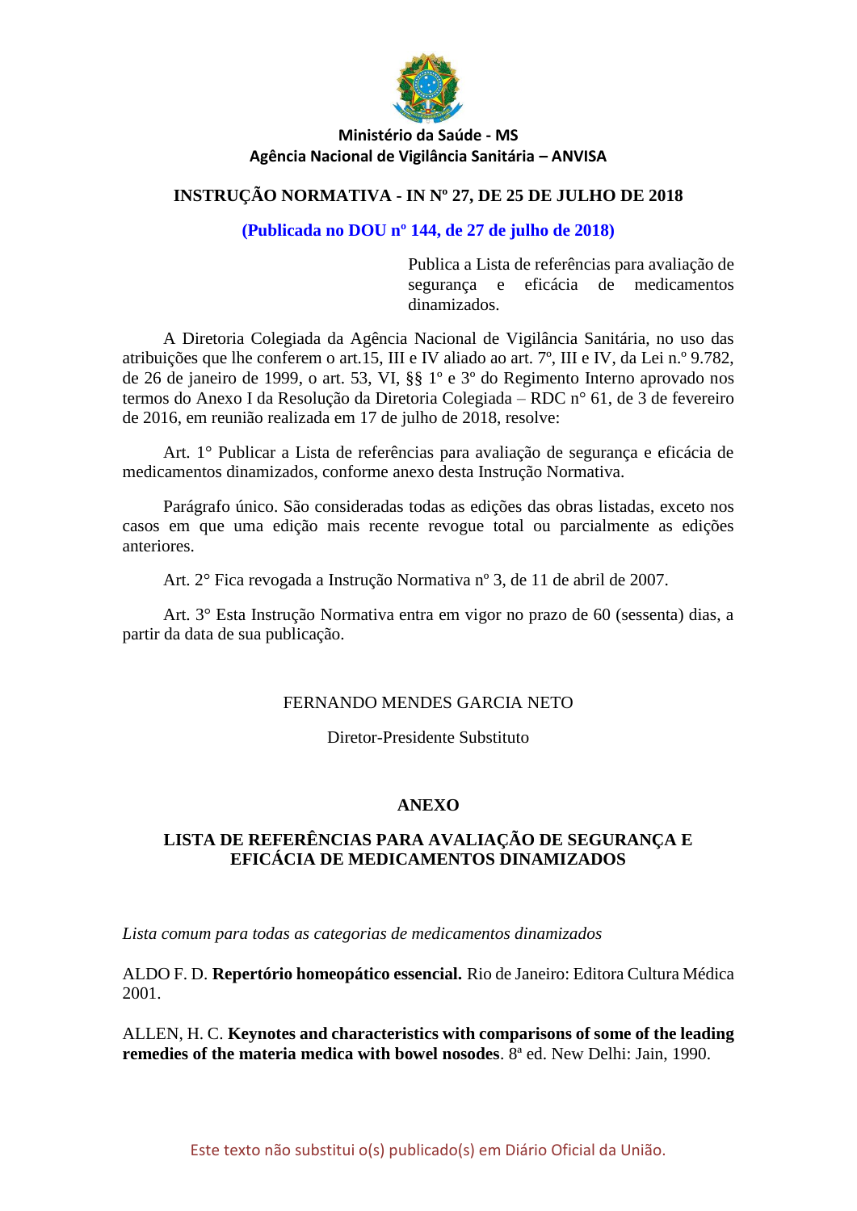**Ministério da Saúde - MS**
**Agência Nacional de Vigilância Sanitária – ANVISA**

# INSTRUÇÃO NORMATIVA - IN Nº 27, DE 25 DE JULHO DE 2018

**(Publicada no DOU nº 144, de 27 de julho de 2018)**

Publica a Lista de referências para avaliação de segurança e eficácia de medicamentos dinamizados.

A Diretoria Colegiada da Agência Nacional de Vigilância Sanitária, no uso das atribuições que lhe conferem o art.15, III e IV aliado ao art. 7º, III e IV, da Lei n.º 9.782, de 26 de janeiro de 1999, o art. 53, VI, §§ 1º e 3º do Regimento Interno aprovado nos termos do Anexo I da Resolução da Diretoria Colegiada – RDC n° 61, de 3 de fevereiro de 2016, em reunião realizada em 17 de julho de 2018, resolve:

Art. 1° Publicar a Lista de referências para avaliação de segurança e eficácia de medicamentos dinamizados, conforme anexo desta Instrução Normativa.

Parágrafo único. São consideradas todas as edições das obras listadas, exceto nos casos em que uma edição mais recente revogue total ou parcialmente as edições anteriores.

Art. 2° Fica revogada a Instrução Normativa nº 3, de 11 de abril de 2007.

Art. 3° Esta Instrução Normativa entra em vigor no prazo de 60 (sessenta) dias, a partir da data de sua publicação.

FERNANDO MENDES GARCIA NETO

Diretor-Presidente Substituto

## ANEXO

## LISTA DE REFERÊNCIAS PARA AVALIAÇÃO DE SEGURANÇA E EFICÁCIA DE MEDICAMENTOS DINAMIZADOS

*Lista comum para todas as categorias de medicamentos dinamizados*

ALDO F. D. **Repertório homeopático essencial.** Rio de Janeiro: Editora Cultura Médica 2001.

ALLEN, H. C. **Keynotes and characteristics with comparisons of some of the leading remedies of the materia medica with bowel nosodes**. 8ª ed. New Delhi: Jain, 1990.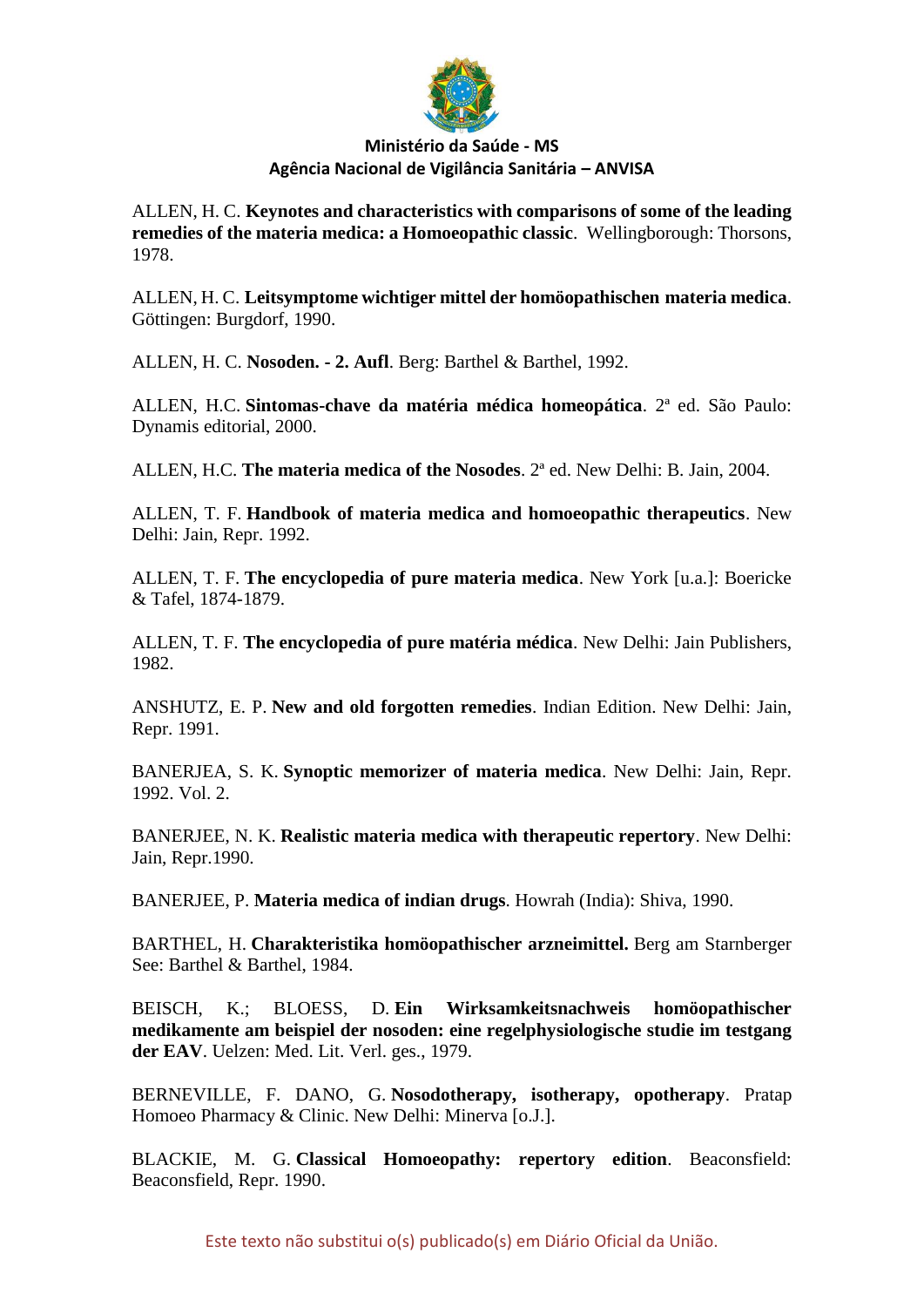ALLEN, H. C. **Keynotes and characteristics with comparisons of some of the leading remedies of the materia medica: a Homoeopathic classic**. Wellingborough: Thorsons, 1978.

ALLEN, H. C. **Leitsymptome wichtiger mittel der homöopathischen materia medica**. Göttingen: Burgdorf, 1990.

ALLEN, H. C. **Nosoden. - 2. Aufl**. Berg: Barthel & Barthel, 1992.

ALLEN, H.C. **Sintomas-chave da matéria médica homeopática**. 2ª ed. São Paulo: Dynamis editorial, 2000.

ALLEN, H.C. **The materia medica of the Nosodes**. 2ª ed. New Delhi: B. Jain, 2004.

ALLEN, T. F. **Handbook of materia medica and homoeopathic therapeutics**. New Delhi: Jain, Repr. 1992.

ALLEN, T. F. **The encyclopedia of pure materia medica**. New York [u.a.]: Boericke & Tafel, 1874-1879.

ALLEN, T. F. **The encyclopedia of pure matéria médica**. New Delhi: Jain Publishers, 1982.

ANSHUTZ, E. P. **New and old forgotten remedies**. Indian Edition. New Delhi: Jain, Repr. 1991.

BANERJEA, S. K. **Synoptic memorizer of materia medica**. New Delhi: Jain, Repr. 1992. Vol. 2.

BANERJEE, N. K. **Realistic materia medica with therapeutic repertory**. New Delhi: Jain, Repr.1990.

BANERJEE, P. **Materia medica of indian drugs**. Howrah (India): Shiva, 1990.

BARTHEL, H. **Charakteristika homöopathischer arzneimittel.** Berg am Starnberger See: Barthel & Barthel, 1984.

BEISCH, K.; BLOESS, D. **Ein Wirksamkeitsnachweis homöopathischer medikamente am beispiel der nosoden: eine regelphysiologische studie im testgang der EAV**. Uelzen: Med. Lit. Verl. ges., 1979.

BERNEVILLE, F. DANO, G. **Nosodotherapy, isotherapy, opotherapy**. Pratap Homoeo Pharmacy & Clinic. New Delhi: Minerva [o.J.].

BLACKIE, M. G. **Classical Homoeopathy: repertory edition**. Beaconsfield: Beaconsfield, Repr. 1990.

Este texto não substitui o(s) publicado(s) em Diário Oficial da União.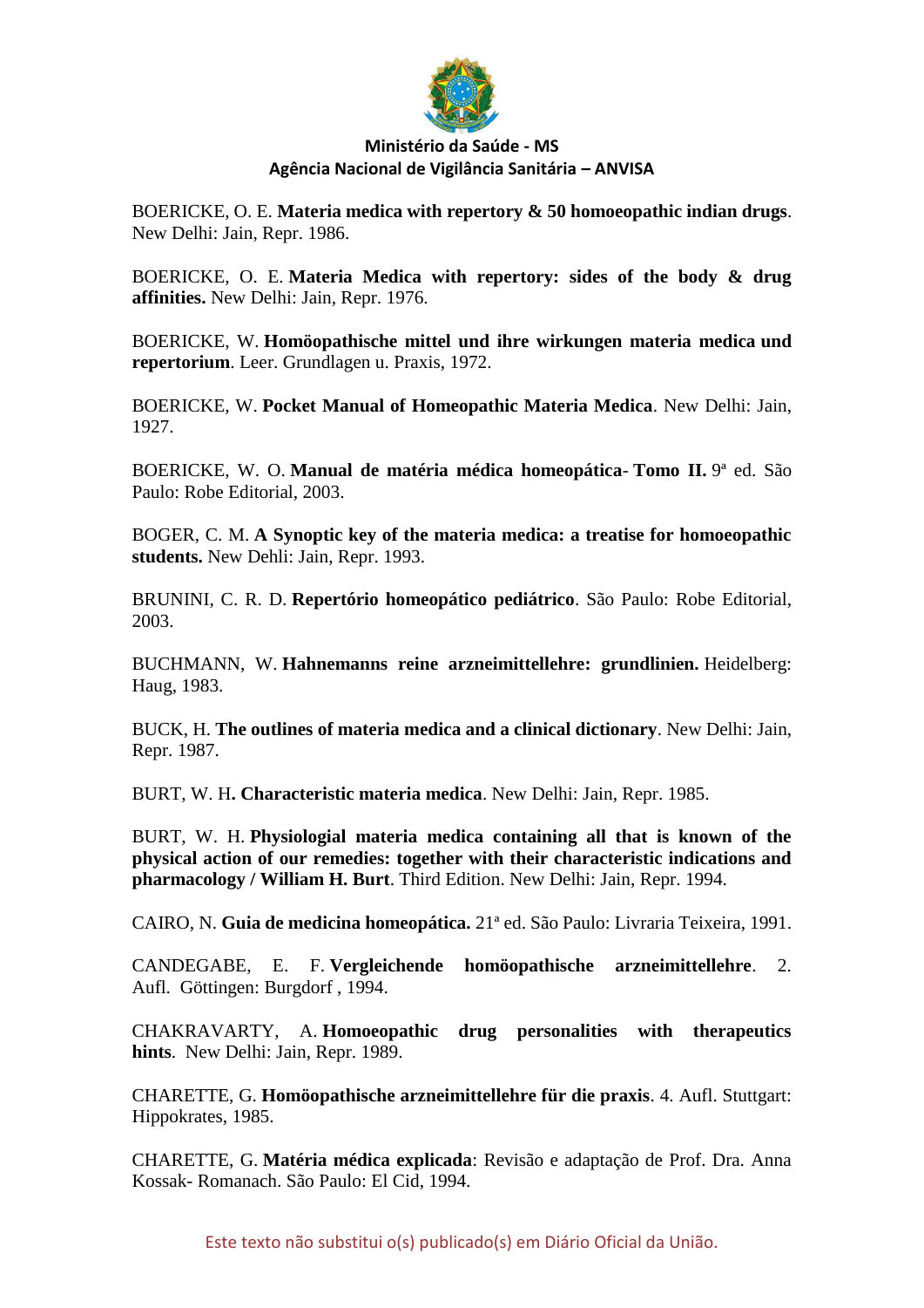BOERICKE, O. E. **Materia medica with repertory & 50 homoeopathic indian drugs**. New Delhi: Jain, Repr. 1986.

BOERICKE, O. E. **Materia Medica with repertory: sides of the body & drug affinities.** New Delhi: Jain, Repr. 1976.

BOERICKE, W. **Homöopathische mittel und ihre wirkungen materia medica und repertorium**. Leer. Grundlagen u. Praxis, 1972.

BOERICKE, W. **Pocket Manual of Homeopathic Materia Medica**. New Delhi: Jain, 1927.

BOERICKE, W. O. **Manual de matéria médica homeopática- Tomo II.** 9ª ed. São Paulo: Robe Editorial, 2003.

BOGER, C. M. **A Synoptic key of the materia medica: a treatise for homoeopathic students.** New Dehli: Jain, Repr. 1993.

BRUNINI, C. R. D. **Repertório homeopático pediátrico**. São Paulo: Robe Editorial, 2003.

BUCHMANN, W. **Hahnemanns reine arzneimittellehre: grundlinien.** Heidelberg: Haug, 1983.

BUCK, H. **The outlines of materia medica and a clinical dictionary**. New Delhi: Jain, Repr. 1987.

BURT, W. H**. Characteristic materia medica**. New Delhi: Jain, Repr. 1985.

BURT, W. H. **Physiologial materia medica containing all that is known of the physical action of our remedies: together with their characteristic indications and pharmacology / William H. Burt**. Third Edition. New Delhi: Jain, Repr. 1994.

CAIRO, N. **Guia de medicina homeopática.** 21ª ed. São Paulo: Livraria Teixeira, 1991.

CANDEGABE, E. F. **Vergleichende homöopathische arzneimittellehre**. 2. Aufl. Göttingen: Burgdorf , 1994.

CHAKRAVARTY, A. **Homoeopathic drug personalities with therapeutics hints**. New Delhi: Jain, Repr. 1989.

CHARETTE, G. **Homöopathische arzneimittellehre für die praxis**. 4. Aufl. Stuttgart: Hippokrates, 1985.

CHARETTE, G. **Matéria médica explicada**: Revisão e adaptação de Prof. Dra. Anna Kossak- Romanach. São Paulo: El Cid, 1994.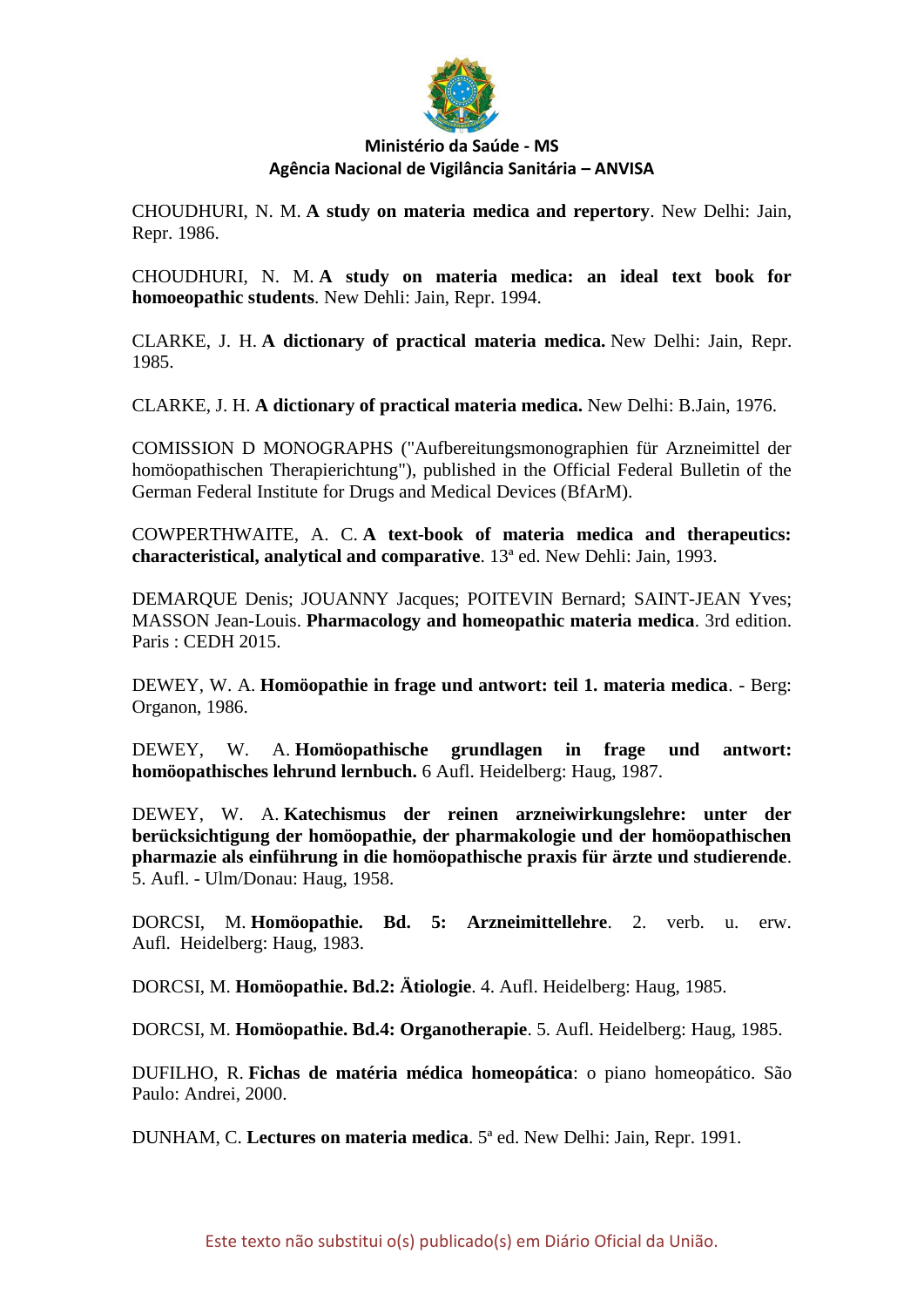CHOUDHURI, N. M. **A study on materia medica and repertory**. New Delhi: Jain, Repr. 1986.

CHOUDHURI, N. M. **A study on materia medica: an ideal text book for homoeopathic students**. New Dehli: Jain, Repr. 1994.

CLARKE, J. H. **A dictionary of practical materia medica.** New Delhi: Jain, Repr. 1985.

CLARKE, J. H. **A dictionary of practical materia medica.** New Delhi: B.Jain, 1976.

COMISSION D MONOGRAPHS ("Aufbereitungsmonographien für Arzneimittel der homöopathischen Therapierichtung"), published in the Official Federal Bulletin of the German Federal Institute for Drugs and Medical Devices (BfArM).

COWPERTHWAITE, A. C. **A text-book of materia medica and therapeutics: characteristical, analytical and comparative**. 13ª ed. New Dehli: Jain, 1993.

DEMARQUE Denis; JOUANNY Jacques; POITEVIN Bernard; SAINT-JEAN Yves; MASSON Jean-Louis. **Pharmacology and homeopathic materia medica**. 3rd edition. Paris : CEDH 2015.

DEWEY, W. A. **Homöopathie in frage und antwort: teil 1. materia medica**. - Berg: Organon, 1986.

DEWEY, W. A. **Homöopathische grundlagen in frage und antwort: homöopathisches lehrund lernbuch.** 6 Aufl. Heidelberg: Haug, 1987.

DEWEY, W. A. **Katechismus der reinen arzneiwirkungslehre: unter der berücksichtigung der homöopathie, der pharmakologie und der homöopathischen pharmazie als einführung in die homöopathische praxis für ärzte und studierende**. 5. Aufl. - Ulm/Donau: Haug, 1958.

DORCSI, M. **Homöopathie. Bd. 5: Arzneimittellehre**. 2. verb. u. erw. Aufl. Heidelberg: Haug, 1983.

DORCSI, M. **Homöopathie. Bd.2: Ätiologie**. 4. Aufl. Heidelberg: Haug, 1985.

DORCSI, M. **Homöopathie. Bd.4: Organotherapie**. 5. Aufl. Heidelberg: Haug, 1985.

DUFILHO, R. **Fichas de matéria médica homeopática**: o piano homeopático. São Paulo: Andrei, 2000.

DUNHAM, C. **Lectures on materia medica**. 5ª ed. New Delhi: Jain, Repr. 1991.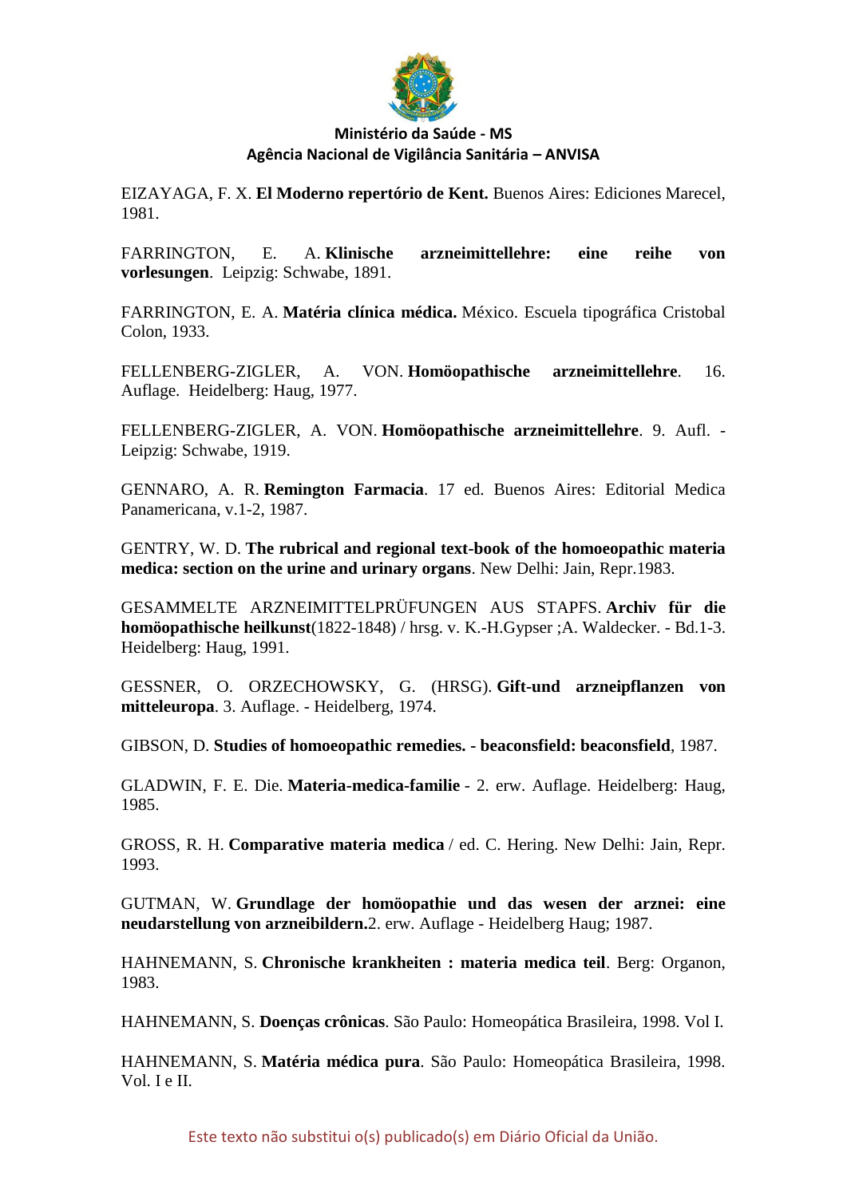EIZAYAGA, F. X. **El Moderno repertório de Kent.** Buenos Aires: Ediciones Marecel, 1981.

FARRINGTON, E. A. **Klinische arzneimittellehre: eine reihe von vorlesungen**. Leipzig: Schwabe, 1891.

FARRINGTON, E. A. **Matéria clínica médica.** México. Escuela tipográfica Cristobal Colon, 1933.

FELLENBERG-ZIGLER, A. VON. **Homöopathische arzneimittellehre**. 16. Auflage. Heidelberg: Haug, 1977.

FELLENBERG-ZIGLER, A. VON. **Homöopathische arzneimittellehre**. 9. Aufl. - Leipzig: Schwabe, 1919.

GENNARO, A. R. **Remington Farmacia**. 17 ed. Buenos Aires: Editorial Medica Panamericana, v.1-2, 1987.

GENTRY, W. D. **The rubrical and regional text-book of the homoeopathic materia medica: section on the urine and urinary organs**. New Delhi: Jain, Repr.1983.

GESAMMELTE ARZNEIMITTELPRÜFUNGEN AUS STAPFS. **Archiv für die homöopathische heilkunst**(1822-1848) / hrsg. v. K.-H.Gypser ;A. Waldecker. - Bd.1-3. Heidelberg: Haug, 1991.

GESSNER, O. ORZECHOWSKY, G. (HRSG). **Gift-und arzneipflanzen von mitteleuropa**. 3. Auflage. - Heidelberg, 1974.

GIBSON, D. **Studies of homoeopathic remedies. - beaconsfield: beaconsfield**, 1987.

GLADWIN, F. E. Die. **Materia-medica-familie** - 2. erw. Auflage. Heidelberg: Haug, 1985.

GROSS, R. H. **Comparative materia medica** / ed. C. Hering. New Delhi: Jain, Repr. 1993.

GUTMAN, W. **Grundlage der homöopathie und das wesen der arznei: eine neudarstellung von arzneibildern.**2. erw. Auflage - Heidelberg Haug; 1987.

HAHNEMANN, S. **Chronische krankheiten : materia medica teil**. Berg: Organon, 1983.

HAHNEMANN, S. **Doenças crônicas**. São Paulo: Homeopática Brasileira, 1998. Vol I.

HAHNEMANN, S. **Matéria médica pura**. São Paulo: Homeopática Brasileira, 1998. Vol. I e II.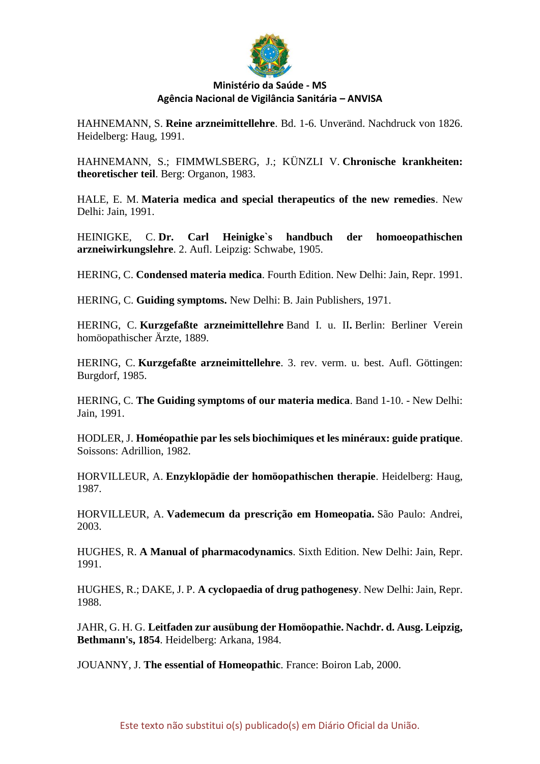HAHNEMANN, S. **Reine arzneimittellehre**. Bd. 1-6. Unveränd. Nachdruck von 1826. Heidelberg: Haug, 1991.

HAHNEMANN, S.; FIMMWLSBERG, J.; KÜNZLI V. **Chronische krankheiten: theoretischer teil**. Berg: Organon, 1983.

HALE, E. M. **Materia medica and special therapeutics of the new remedies**. New Delhi: Jain, 1991.

HEINIGKE, C. **Dr. Carl Heinigke`s handbuch der homoeopathischen arzneiwirkungslehre**. 2. Aufl. Leipzig: Schwabe, 1905.

HERING, C. **Condensed materia medica**. Fourth Edition. New Delhi: Jain, Repr. 1991.

HERING, C. **Guiding symptoms.** New Delhi: B. Jain Publishers, 1971.

HERING, C. **Kurzgefaßte arzneimittellehre** Band I. u. II**.** Berlin: Berliner Verein homöopathischer Ärzte, 1889.

HERING, C. **Kurzgefaßte arzneimittellehre**. 3. rev. verm. u. best. Aufl. Göttingen: Burgdorf, 1985.

HERING, C. **The Guiding symptoms of our materia medica**. Band 1-10. - New Delhi: Jain, 1991.

HODLER, J. **Homéopathie par les sels biochimiques et les minéraux: guide pratique**. Soissons: Adrillion, 1982.

HORVILLEUR, A. **Enzyklopädie der homöopathischen therapie**. Heidelberg: Haug, 1987.

HORVILLEUR, A. **Vademecum da prescrição em Homeopatia.** São Paulo: Andrei, 2003.

HUGHES, R. **A Manual of pharmacodynamics**. Sixth Edition. New Delhi: Jain, Repr. 1991.

HUGHES, R.; DAKE, J. P. **A cyclopaedia of drug pathogenesy**. New Delhi: Jain, Repr. 1988.

JAHR, G. H. G. **Leitfaden zur ausübung der Homöopathie. Nachdr. d. Ausg. Leipzig, Bethmann's, 1854**. Heidelberg: Arkana, 1984.

JOUANNY, J. **The essential of Homeopathic**. France: Boiron Lab, 2000.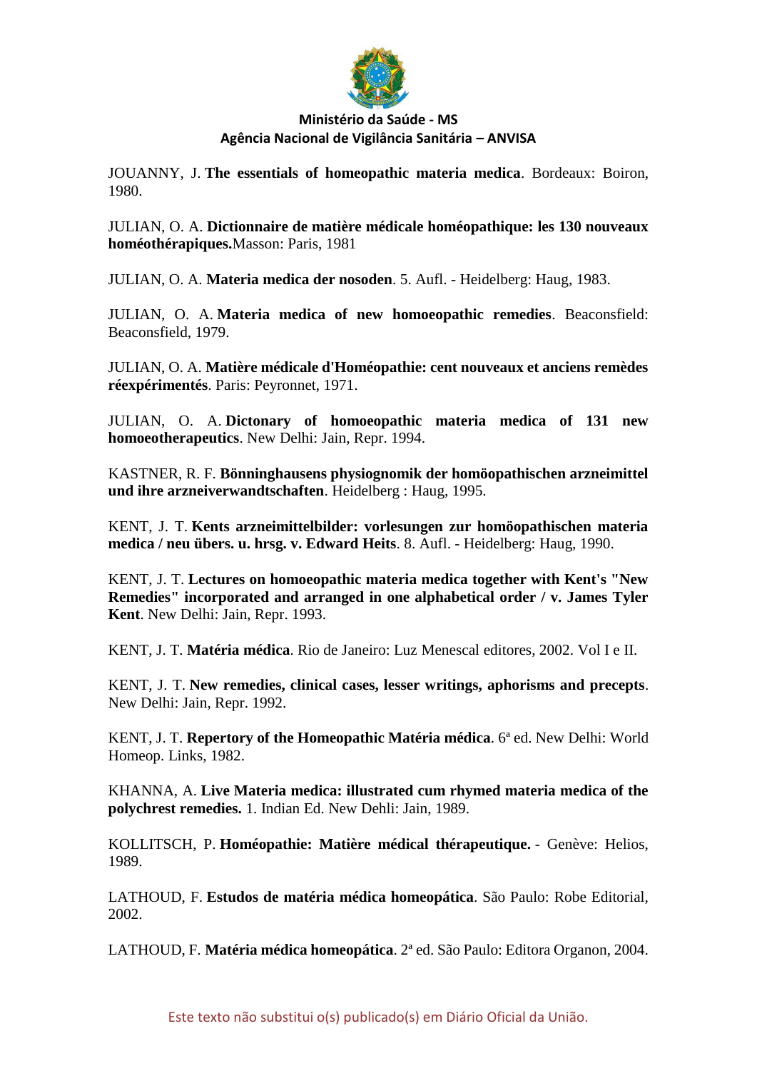JOUANNY, J. **The essentials of homeopathic materia medica**. Bordeaux: Boiron, 1980.

JULIAN, O. A. **Dictionnaire de matière médicale homéopathique: les 130 nouveaux homéothérapiques.**Masson: Paris, 1981

JULIAN, O. A. **Materia medica der nosoden**. 5. Aufl. - Heidelberg: Haug, 1983.

JULIAN, O. A. **Materia medica of new homoeopathic remedies**. Beaconsfield: Beaconsfield, 1979.

JULIAN, O. A. **Matière médicale d'Homéopathie: cent nouveaux et anciens remèdes réexpérimentés**. Paris: Peyronnet, 1971.

JULIAN, O. A. **Dictonary of homoeopathic materia medica of 131 new homoeotherapeutics**. New Delhi: Jain, Repr. 1994.

KASTNER, R. F. **Bönninghausens physiognomik der homöopathischen arzneimittel und ihre arzneiverwandtschaften**. Heidelberg : Haug, 1995.

KENT, J. T. **Kents arzneimittelbilder: vorlesungen zur homöopathischen materia medica / neu übers. u. hrsg. v. Edward Heits**. 8. Aufl. - Heidelberg: Haug, 1990.

KENT, J. T. **Lectures on homoeopathic materia medica together with Kent's "New Remedies" incorporated and arranged in one alphabetical order / v. James Tyler Kent**. New Delhi: Jain, Repr. 1993.

KENT, J. T. **Matéria médica**. Rio de Janeiro: Luz Menescal editores, 2002. Vol I e II.

KENT, J. T. **New remedies, clinical cases, lesser writings, aphorisms and precepts**. New Delhi: Jain, Repr. 1992.

KENT, J. T. **Repertory of the Homeopathic Matéria médica**. 6ª ed. New Delhi: World Homeop. Links, 1982.

KHANNA, A. **Live Materia medica: illustrated cum rhymed materia medica of the polychrest remedies.** 1. Indian Ed. New Dehli: Jain, 1989.

KOLLITSCH, P. **Homéopathie: Matière médical thérapeutique.** - Genève: Helios, 1989.

LATHOUD, F. **Estudos de matéria médica homeopática**. São Paulo: Robe Editorial, 2002.

LATHOUD, F. **Matéria médica homeopática**. 2ª ed. São Paulo: Editora Organon, 2004.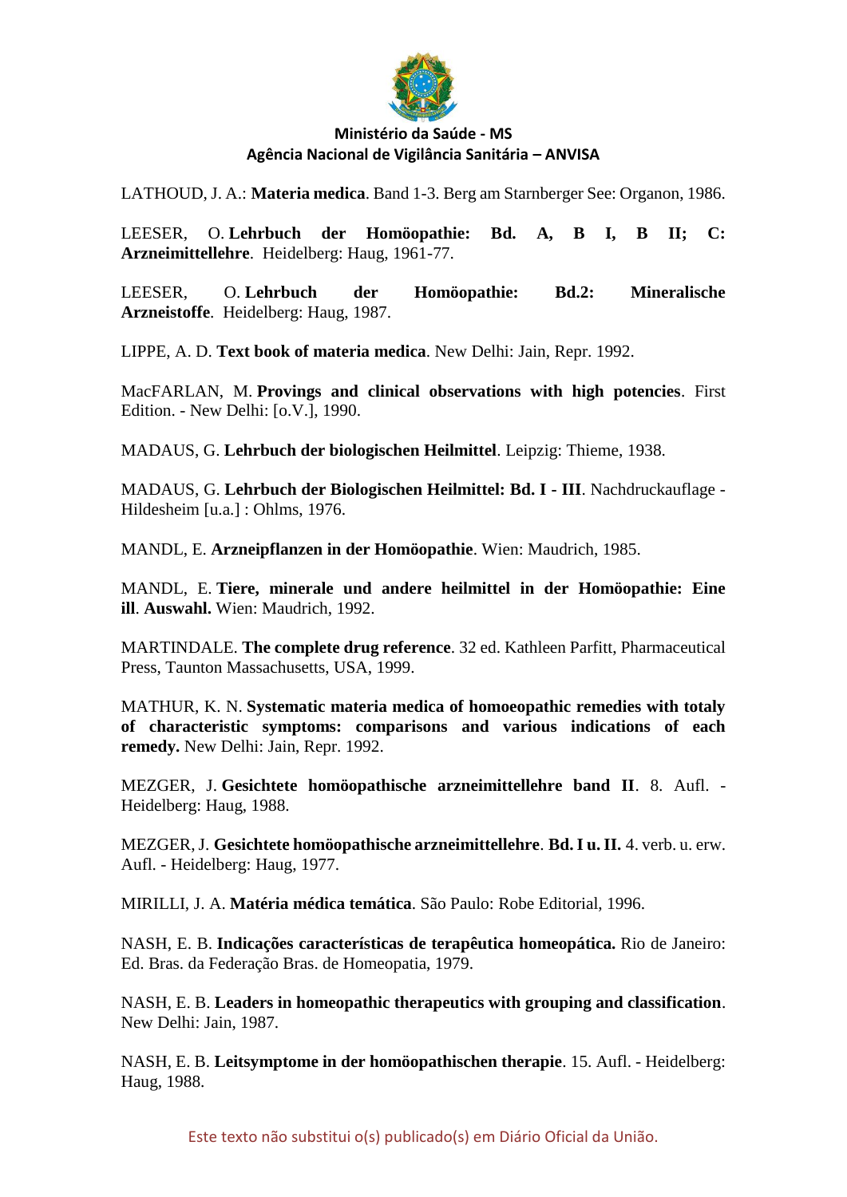LATHOUD, J. A.: **Materia medica**. Band 1-3. Berg am Starnberger See: Organon, 1986.

LEESER, O. **Lehrbuch der Homöopathie: Bd. A, B I, B II; C: Arzneimittellehre**. Heidelberg: Haug, 1961-77.

LEESER, O. **Lehrbuch der Homöopathie: Bd.2: Mineralische Arzneistoffe**. Heidelberg: Haug, 1987.

LIPPE, A. D. **Text book of materia medica**. New Delhi: Jain, Repr. 1992.

MacFARLAN, M. **Provings and clinical observations with high potencies**. First Edition. - New Delhi: [o.V.], 1990.

MADAUS, G. **Lehrbuch der biologischen Heilmittel**. Leipzig: Thieme, 1938.

MADAUS, G. **Lehrbuch der Biologischen Heilmittel: Bd. I - III**. Nachdruckauflage - Hildesheim [u.a.] : Ohlms, 1976.

MANDL, E. **Arzneipflanzen in der Homöopathie**. Wien: Maudrich, 1985.

MANDL, E. **Tiere, minerale und andere heilmittel in der Homöopathie: Eine ill**. **Auswahl.** Wien: Maudrich, 1992.

MARTINDALE. **The complete drug reference**. 32 ed. Kathleen Parfitt, Pharmaceutical Press, Taunton Massachusetts, USA, 1999.

MATHUR, K. N. **Systematic materia medica of homoeopathic remedies with totaly of characteristic symptoms: comparisons and various indications of each remedy.** New Delhi: Jain, Repr. 1992.

MEZGER, J. **Gesichtete homöopathische arzneimittellehre band II**. 8. Aufl. - Heidelberg: Haug, 1988.

MEZGER, J. **Gesichtete homöopathische arzneimittellehre**. **Bd. I u. II.** 4. verb. u. erw. Aufl. - Heidelberg: Haug, 1977.

MIRILLI, J. A. **Matéria médica temática**. São Paulo: Robe Editorial, 1996.

NASH, E. B. **Indicações características de terapêutica homeopática.** Rio de Janeiro: Ed. Bras. da Federação Bras. de Homeopatia, 1979.

NASH, E. B. **Leaders in homeopathic therapeutics with grouping and classification**. New Delhi: Jain, 1987.

NASH, E. B. **Leitsymptome in der homöopathischen therapie**. 15. Aufl. - Heidelberg: Haug, 1988.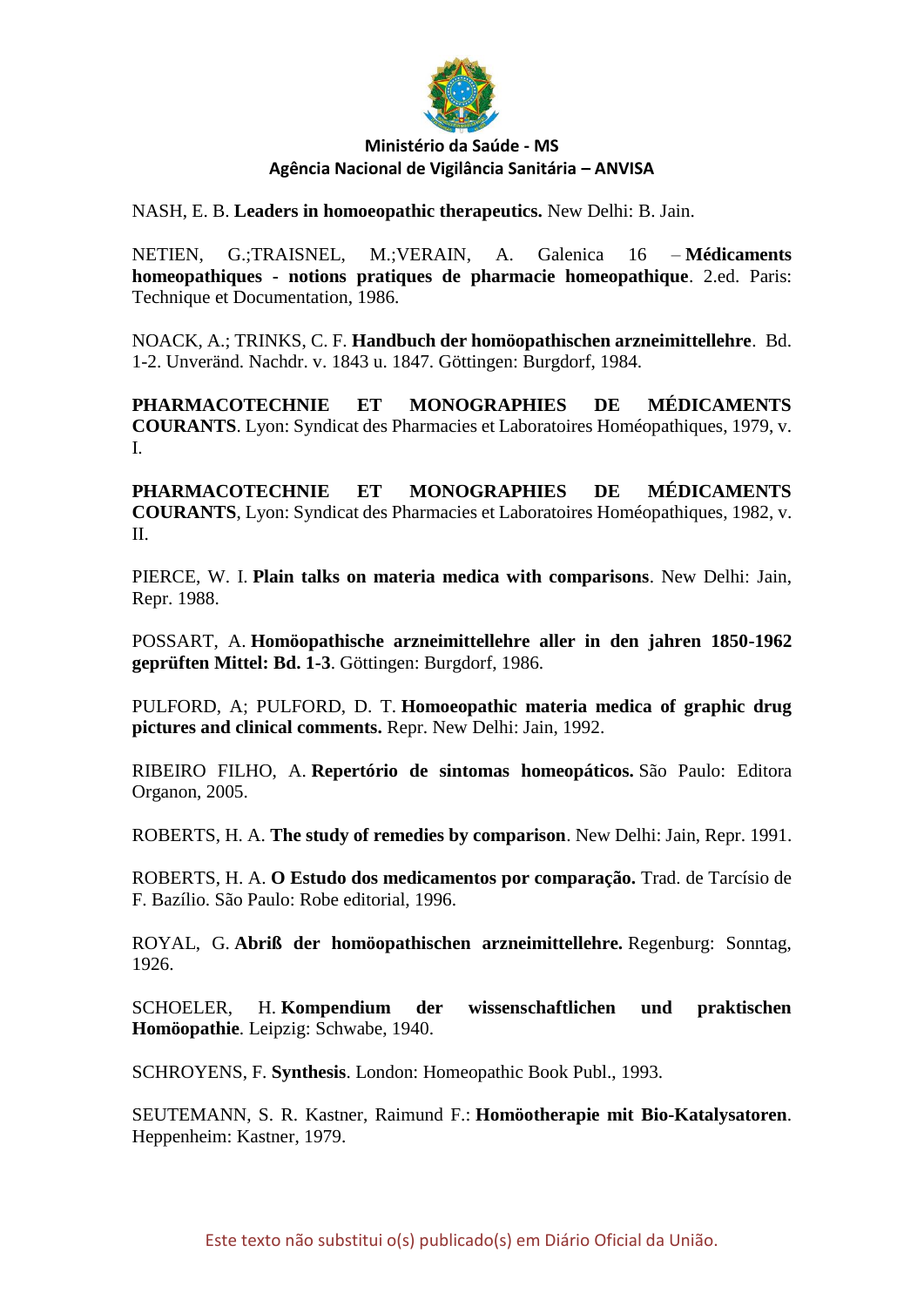NASH, E. B. **Leaders in homoeopathic therapeutics.** New Delhi: B. Jain.

NETIEN, G.;TRAISNEL, M.;VERAIN, A. Galenica 16 – **Médicaments homeopathiques - notions pratiques de pharmacie homeopathique**. 2.ed. Paris: Technique et Documentation, 1986.

NOACK, A.; TRINKS, C. F. **Handbuch der homöopathischen arzneimittellehre**. Bd. 1-2. Unveränd. Nachdr. v. 1843 u. 1847. Göttingen: Burgdorf, 1984.

**PHARMACOTECHNIE ET MONOGRAPHIES DE MÉDICAMENTS COURANTS**. Lyon: Syndicat des Pharmacies et Laboratoires Homéopathiques, 1979, v. I.

**PHARMACOTECHNIE ET MONOGRAPHIES DE MÉDICAMENTS COURANTS**, Lyon: Syndicat des Pharmacies et Laboratoires Homéopathiques, 1982, v. II.

PIERCE, W. I. **Plain talks on materia medica with comparisons**. New Delhi: Jain, Repr. 1988.

POSSART, A. **Homöopathische arzneimittellehre aller in den jahren 1850-1962 geprüften Mittel: Bd. 1-3**. Göttingen: Burgdorf, 1986.

PULFORD, A; PULFORD, D. T. **Homoeopathic materia medica of graphic drug pictures and clinical comments.** Repr. New Delhi: Jain, 1992.

RIBEIRO FILHO, A. **Repertório de sintomas homeopáticos.** São Paulo: Editora Organon, 2005.

ROBERTS, H. A. **The study of remedies by comparison**. New Delhi: Jain, Repr. 1991.

ROBERTS, H. A. **O Estudo dos medicamentos por comparação.** Trad. de Tarcísio de F. Bazílio. São Paulo: Robe editorial, 1996.

ROYAL, G. **Abriß der homöopathischen arzneimittellehre.** Regenburg: Sonntag, 1926.

SCHOELER, H. **Kompendium der wissenschaftlichen und praktischen Homöopathie**. Leipzig: Schwabe, 1940.

SCHROYENS, F. **Synthesis**. London: Homeopathic Book Publ., 1993.

SEUTEMANN, S. R. Kastner, Raimund F.: **Homöotherapie mit Bio-Katalysatoren**. Heppenheim: Kastner, 1979.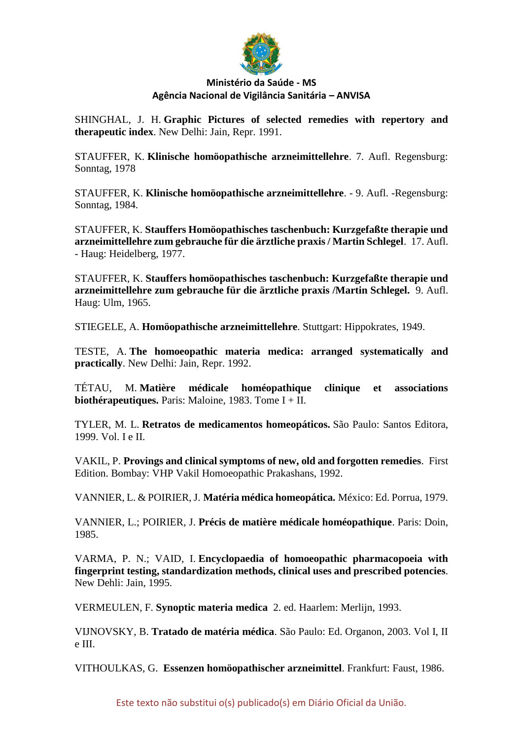SHINGHAL, J. H. **Graphic Pictures of selected remedies with repertory and therapeutic index**. New Delhi: Jain, Repr. 1991.

STAUFFER, K. **Klinische homöopathische arzneimittellehre**. 7. Aufl. Regensburg: Sonntag, 1978

STAUFFER, K. **Klinische homöopathische arzneimittellehre**. - 9. Aufl. -Regensburg: Sonntag, 1984.

STAUFFER, K. **Stauffers Homöopathisches taschenbuch: Kurzgefaßte therapie und arzneimittellehre zum gebrauche für die ärztliche praxis / Martin Schlegel**. 17. Aufl. - Haug: Heidelberg, 1977.

STAUFFER, K. **Stauffers homöopathisches taschenbuch: Kurzgefaßte therapie und arzneimittellehre zum gebrauche für die ärztliche praxis /Martin Schlegel.** 9. Aufl. Haug: Ulm, 1965.

STIEGELE, A. **Homöopathische arzneimittellehre**. Stuttgart: Hippokrates, 1949.

TESTE, A. **The homoeopathic materia medica: arranged systematically and practically**. New Delhi: Jain, Repr. 1992.

TÉTAU, M. **Matière médicale homéopathique clinique et associations biothérapeutiques.** Paris: Maloine, 1983. Tome I + II.

TYLER, M. L. **Retratos de medicamentos homeopáticos.** São Paulo: Santos Editora, 1999. Vol. I e II.

VAKIL, P. **Provings and clinical symptoms of new, old and forgotten remedies**. First Edition. Bombay: VHP Vakil Homoeopathic Prakashans, 1992.

VANNIER, L. & POIRIER, J. **Matéria médica homeopática.** México: Ed. Porrua, 1979.

VANNIER, L.; POIRIER, J. **Précis de matière médicale homéopathique**. Paris: Doin, 1985.

VARMA, P. N.; VAID, I. **Encyclopaedia of homoeopathic pharmacopoeia with fingerprint testing, standardization methods, clinical uses and prescribed potencies**. New Dehli: Jain, 1995.

VERMEULEN, F. **Synoptic materia medica** 2. ed. Haarlem: Merlijn, 1993.

VIJNOVSKY, B. **Tratado de matéria médica**. São Paulo: Ed. Organon, 2003. Vol I, II e III.

VITHOULKAS, G. **Essenzen homöopathischer arzneimittel**. Frankfurt: Faust, 1986.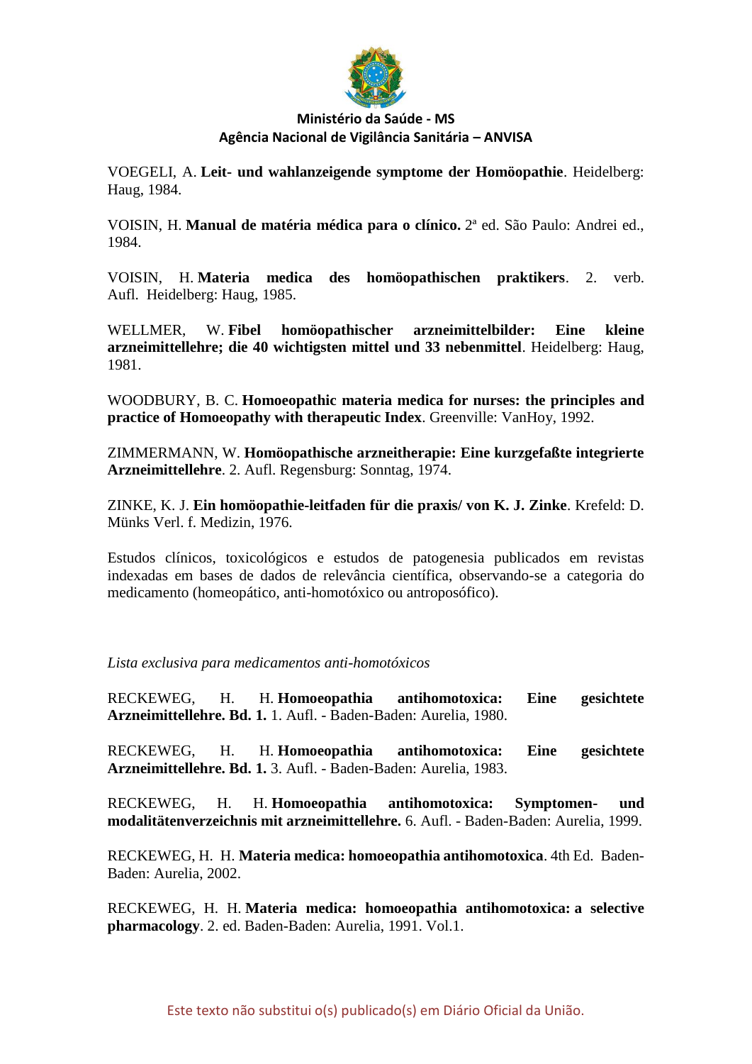VOEGELI, A. **Leit- und wahlanzeigende symptome der Homöopathie**. Heidelberg: Haug, 1984.

VOISIN, H. **Manual de matéria médica para o clínico.** 2ª ed. São Paulo: Andrei ed., 1984.

VOISIN, H. **Materia medica des homöopathischen praktikers**. 2. verb. Aufl. Heidelberg: Haug, 1985.

WELLMER, W. **Fibel homöopathischer arzneimittelbilder: Eine kleine arzneimittellehre; die 40 wichtigsten mittel und 33 nebenmittel**. Heidelberg: Haug, 1981.

WOODBURY, B. C. **Homoeopathic materia medica for nurses: the principles and practice of Homoeopathy with therapeutic Index**. Greenville: VanHoy, 1992.

ZIMMERMANN, W. **Homöopathische arzneitherapie: Eine kurzgefaßte integrierte Arzneimittellehre**. 2. Aufl. Regensburg: Sonntag, 1974.

ZINKE, K. J. **Ein homöopathie-leitfaden für die praxis/ von K. J. Zinke**. Krefeld: D. Münks Verl. f. Medizin, 1976.

Estudos clínicos, toxicológicos e estudos de patogenesia publicados em revistas indexadas em bases de dados de relevância científica, observando-se a categoria do medicamento (homeopático, anti-homotóxico ou antroposófico).

*Lista exclusiva para medicamentos anti-homotóxicos*

RECKEWEG, H. H. **Homoeopathia antihomotoxica: Eine gesichtete Arzneimittellehre. Bd. 1.** 1. Aufl. - Baden-Baden: Aurelia, 1980.

RECKEWEG, H. H. **Homoeopathia antihomotoxica: Eine gesichtete Arzneimittellehre. Bd. 1.** 3. Aufl. - Baden-Baden: Aurelia, 1983.

RECKEWEG, H. H. **Homoeopathia antihomotoxica: Symptomen- und modalitätenverzeichnis mit arzneimittellehre.** 6. Aufl. - Baden-Baden: Aurelia, 1999.

RECKEWEG, H. H. **Materia medica: homoeopathia antihomotoxica**. 4th Ed. Baden-Baden: Aurelia, 2002.

RECKEWEG, H. H. **Materia medica: homoeopathia antihomotoxica: a selective pharmacology**. 2. ed. Baden-Baden: Aurelia, 1991. Vol.1.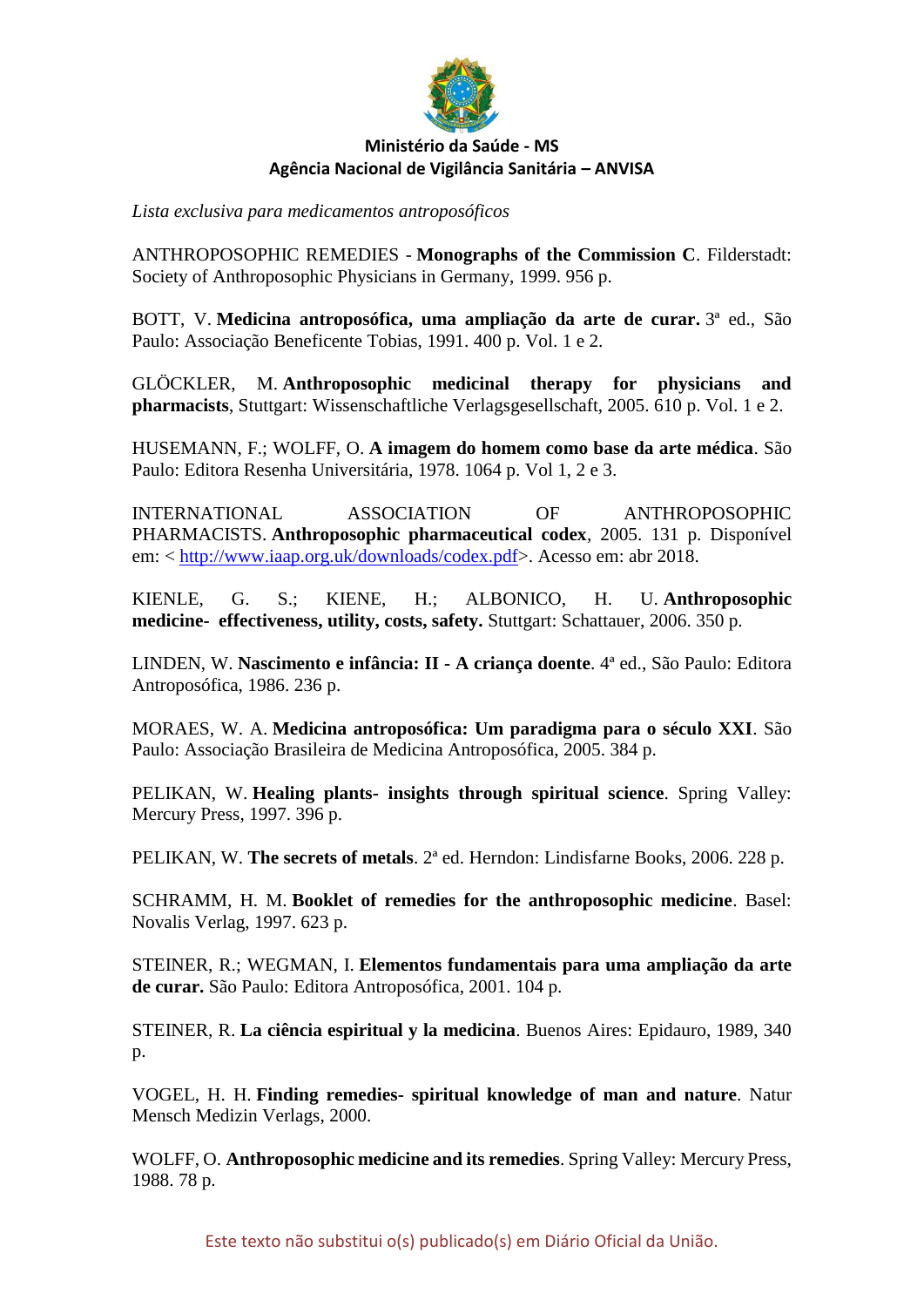*Lista exclusiva para medicamentos antroposóficos*

ANTHROPOSOPHIC REMEDIES - **Monographs of the Commission C**. Filderstadt: Society of Anthroposophic Physicians in Germany, 1999. 956 p.

BOTT, V. **Medicina antroposófica, uma ampliação da arte de curar.** 3ª ed., São Paulo: Associação Beneficente Tobias, 1991. 400 p. Vol. 1 e 2.

GLÖCKLER, M. **Anthroposophic medicinal therapy for physicians and pharmacists**, Stuttgart: Wissenschaftliche Verlagsgesellschaft, 2005. 610 p. Vol. 1 e 2.

HUSEMANN, F.; WOLFF, O. **A imagem do homem como base da arte médica**. São Paulo: Editora Resenha Universitária, 1978. 1064 p. Vol 1, 2 e 3.

INTERNATIONAL ASSOCIATION OF ANTHROPOSOPHIC PHARMACISTS. **Anthroposophic pharmaceutical codex**, 2005. 131 p. Disponível em: < http://www.iaap.org.uk/downloads/codex.pdf>. Acesso em: abr 2018.

KIENLE, G. S.; KIENE, H.; ALBONICO, H. U. **Anthroposophic medicine- effectiveness, utility, costs, safety.** Stuttgart: Schattauer, 2006. 350 p.

LINDEN, W. **Nascimento e infância: II - A criança doente**. 4ª ed., São Paulo: Editora Antroposófica, 1986. 236 p.

MORAES, W. A. **Medicina antroposófica: Um paradigma para o século XXI**. São Paulo: Associação Brasileira de Medicina Antroposófica, 2005. 384 p.

PELIKAN, W. **Healing plants- insights through spiritual science**. Spring Valley: Mercury Press, 1997. 396 p.

PELIKAN, W. **The secrets of metals**. 2ª ed. Herndon: Lindisfarne Books, 2006. 228 p.

SCHRAMM, H. M. **Booklet of remedies for the anthroposophic medicine**. Basel: Novalis Verlag, 1997. 623 p.

STEINER, R.; WEGMAN, I. **Elementos fundamentais para uma ampliação da arte de curar.** São Paulo: Editora Antroposófica, 2001. 104 p.

STEINER, R. **La ciência espiritual y la medicina**. Buenos Aires: Epidauro, 1989, 340 p.

VOGEL, H. H. **Finding remedies- spiritual knowledge of man and nature**. Natur Mensch Medizin Verlags, 2000.

WOLFF, O. **Anthroposophic medicine and its remedies**. Spring Valley: Mercury Press, 1988. 78 p.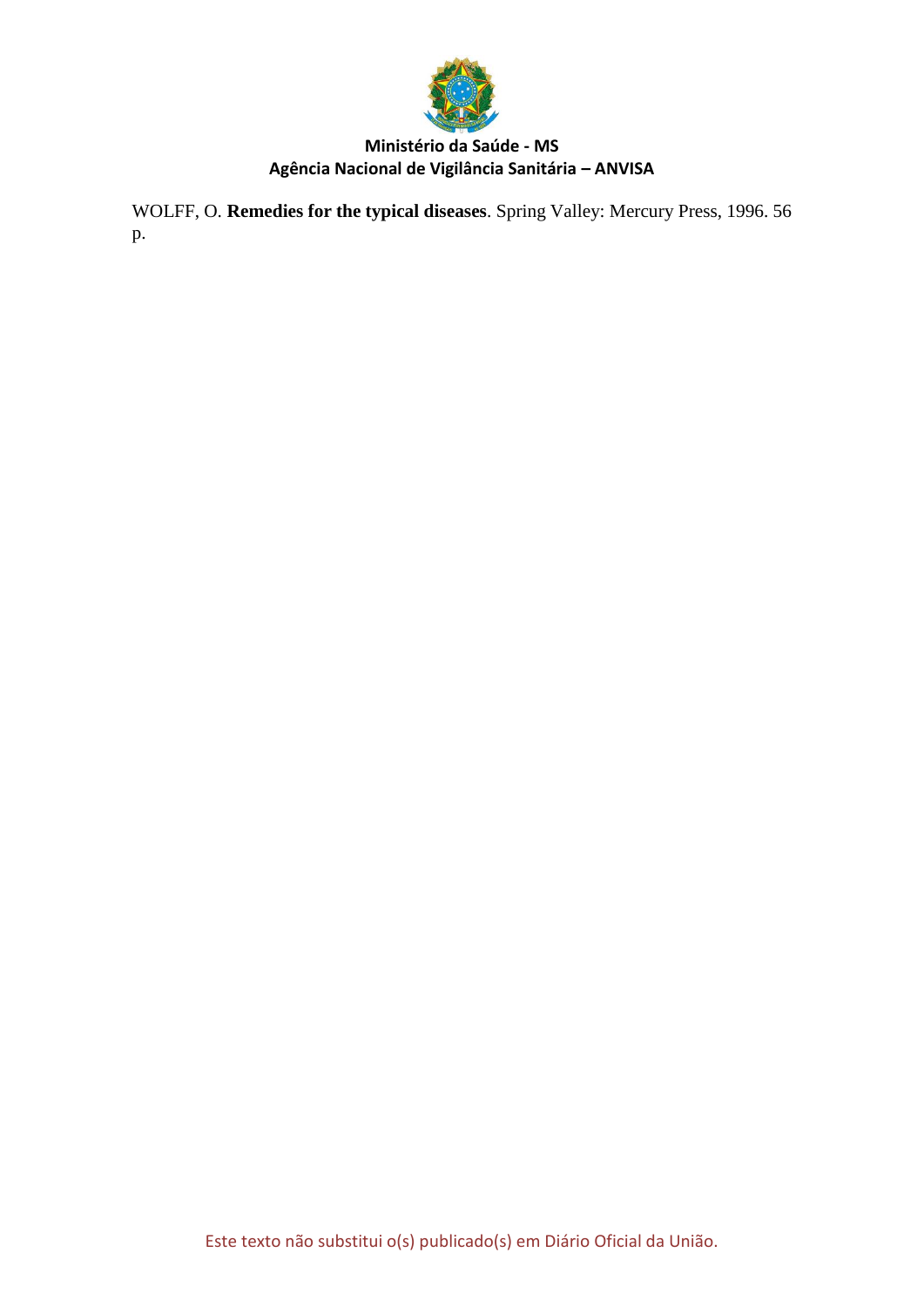WOLFF, O. **Remedies for the typical diseases**. Spring Valley: Mercury Press, 1996. 56 p.